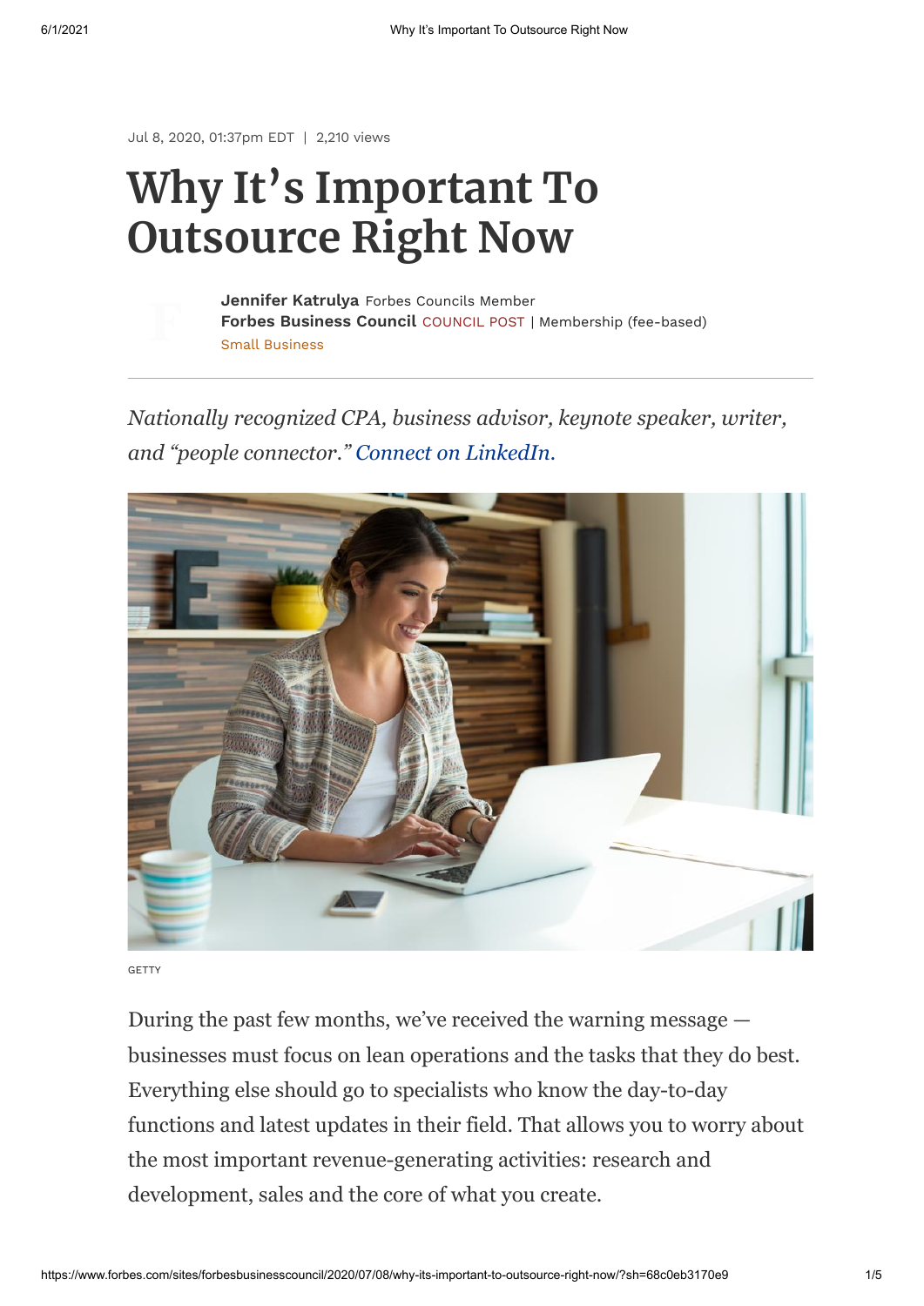Jul 8, 2020, 01:37pm EDT | 2,210 views

# Why It's Important To Outsource Right Now

**Jennifer Katrulya** Forbes Councils Member
**Forbes Business Council** COUNCIL POST | Membership (fee-based)
Small Business

*Nationally recognized CPA, business advisor, keynote speaker, writer, and "people connector." Connect on LinkedIn.*

GETTY

During the past few months, we've received the warning message — businesses must focus on lean operations and the tasks that they do best. Everything else should go to specialists who know the day-to-day functions and latest updates in their field. That allows you to worry about the most important revenue-generating activities: research and development, sales and the core of what you create.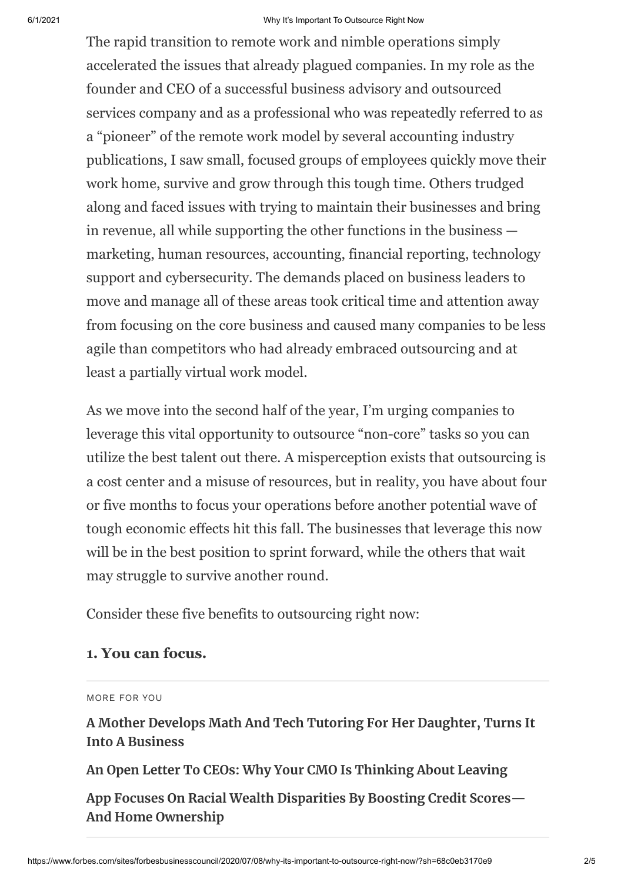The rapid transition to remote work and nimble operations simply accelerated the issues that already plagued companies. In my role as the founder and CEO of a successful business advisory and outsourced services company and as a professional who was repeatedly referred to as a "pioneer" of the remote work model by several accounting industry publications, I saw small, focused groups of employees quickly move their work home, survive and grow through this tough time. Others trudged along and faced issues with trying to maintain their businesses and bring in revenue, all while supporting the other functions in the business — marketing, human resources, accounting, financial reporting, technology support and cybersecurity. The demands placed on business leaders to move and manage all of these areas took critical time and attention away from focusing on the core business and caused many companies to be less agile than competitors who had already embraced outsourcing and at least a partially virtual work model.

As we move into the second half of the year, I'm urging companies to leverage this vital opportunity to outsource "non-core" tasks so you can utilize the best talent out there. A misperception exists that outsourcing is a cost center and a misuse of resources, but in reality, you have about four or five months to focus your operations before another potential wave of tough economic effects hit this fall. The businesses that leverage this now will be in the best position to sprint forward, while the others that wait may struggle to survive another round.

Consider these five benefits to outsourcing right now:

### 1. You can focus.

MORE FOR YOU

**A Mother Develops Math And Tech Tutoring For Her Daughter, Turns It Into A Business**

**An Open Letter To CEOs: Why Your CMO Is Thinking About Leaving**

**App Focuses On Racial Wealth Disparities By Boosting Credit Scores—And Home Ownership**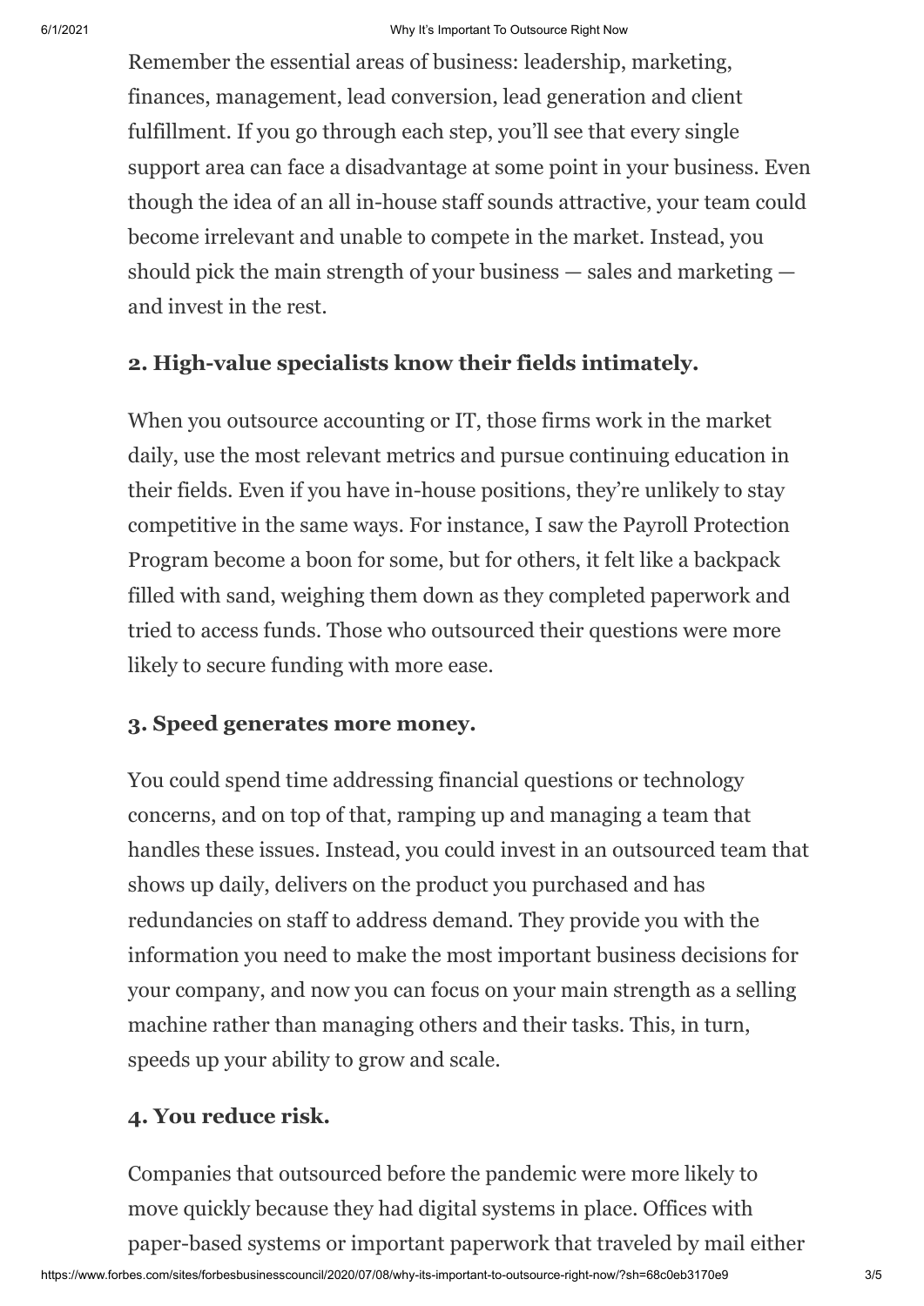Remember the essential areas of business: leadership, marketing, finances, management, lead conversion, lead generation and client fulfillment. If you go through each step, you'll see that every single support area can face a disadvantage at some point in your business. Even though the idea of an all in-house staff sounds attractive, your team could become irrelevant and unable to compete in the market. Instead, you should pick the main strength of your business — sales and marketing — and invest in the rest.

### 2. High-value specialists know their fields intimately.

When you outsource accounting or IT, those firms work in the market daily, use the most relevant metrics and pursue continuing education in their fields. Even if you have in-house positions, they're unlikely to stay competitive in the same ways. For instance, I saw the Payroll Protection Program become a boon for some, but for others, it felt like a backpack filled with sand, weighing them down as they completed paperwork and tried to access funds. Those who outsourced their questions were more likely to secure funding with more ease.

### 3. Speed generates more money.

You could spend time addressing financial questions or technology concerns, and on top of that, ramping up and managing a team that handles these issues. Instead, you could invest in an outsourced team that shows up daily, delivers on the product you purchased and has redundancies on staff to address demand. They provide you with the information you need to make the most important business decisions for your company, and now you can focus on your main strength as a selling machine rather than managing others and their tasks. This, in turn, speeds up your ability to grow and scale.

### 4. You reduce risk.

Companies that outsourced before the pandemic were more likely to move quickly because they had digital systems in place. Offices with paper-based systems or important paperwork that traveled by mail either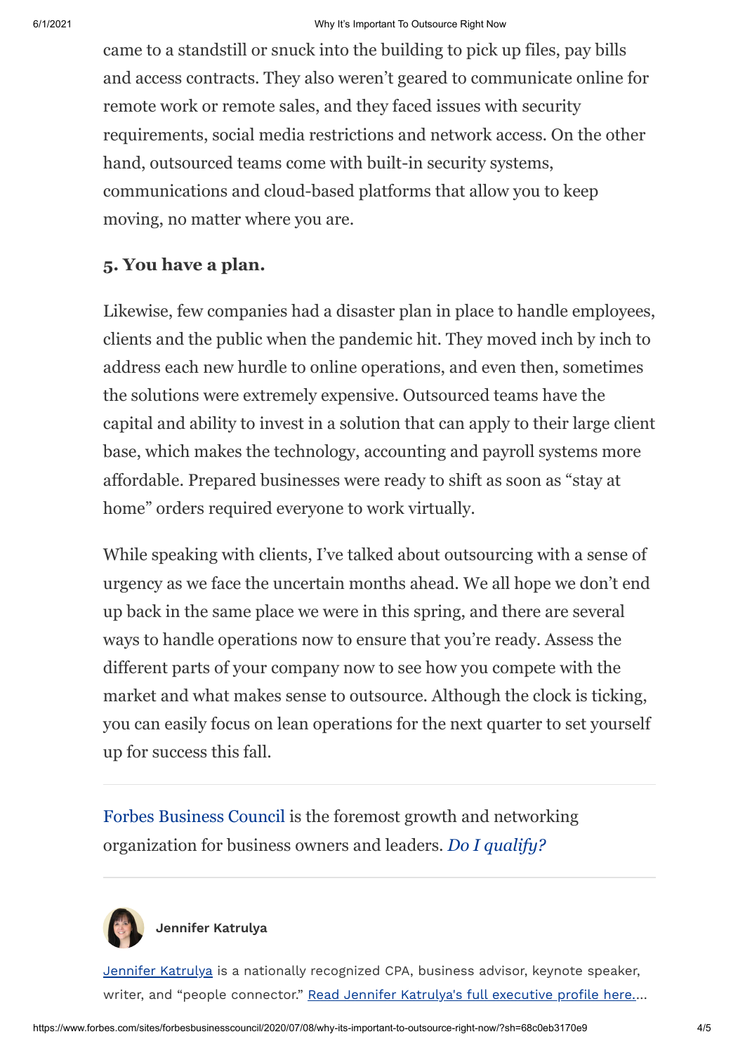came to a standstill or snuck into the building to pick up files, pay bills and access contracts. They also weren't geared to communicate online for remote work or remote sales, and they faced issues with security requirements, social media restrictions and network access. On the other hand, outsourced teams come with built-in security systems, communications and cloud-based platforms that allow you to keep moving, no matter where you are.

### 5. You have a plan.

Likewise, few companies had a disaster plan in place to handle employees, clients and the public when the pandemic hit. They moved inch by inch to address each new hurdle to online operations, and even then, sometimes the solutions were extremely expensive. Outsourced teams have the capital and ability to invest in a solution that can apply to their large client base, which makes the technology, accounting and payroll systems more affordable. Prepared businesses were ready to shift as soon as "stay at home" orders required everyone to work virtually.

While speaking with clients, I've talked about outsourcing with a sense of urgency as we face the uncertain months ahead. We all hope we don't end up back in the same place we were in this spring, and there are several ways to handle operations now to ensure that you're ready. Assess the different parts of your company now to see how you compete with the market and what makes sense to outsource. Although the clock is ticking, you can easily focus on lean operations for the next quarter to set yourself up for success this fall.

---

Forbes Business Council is the foremost growth and networking organization for business owners and leaders. *Do I qualify?*

---

**Jennifer Katrulya**

Jennifer Katrulya is a nationally recognized CPA, business advisor, keynote speaker, writer, and "people connector." Read Jennifer Katrulya's full executive profile here....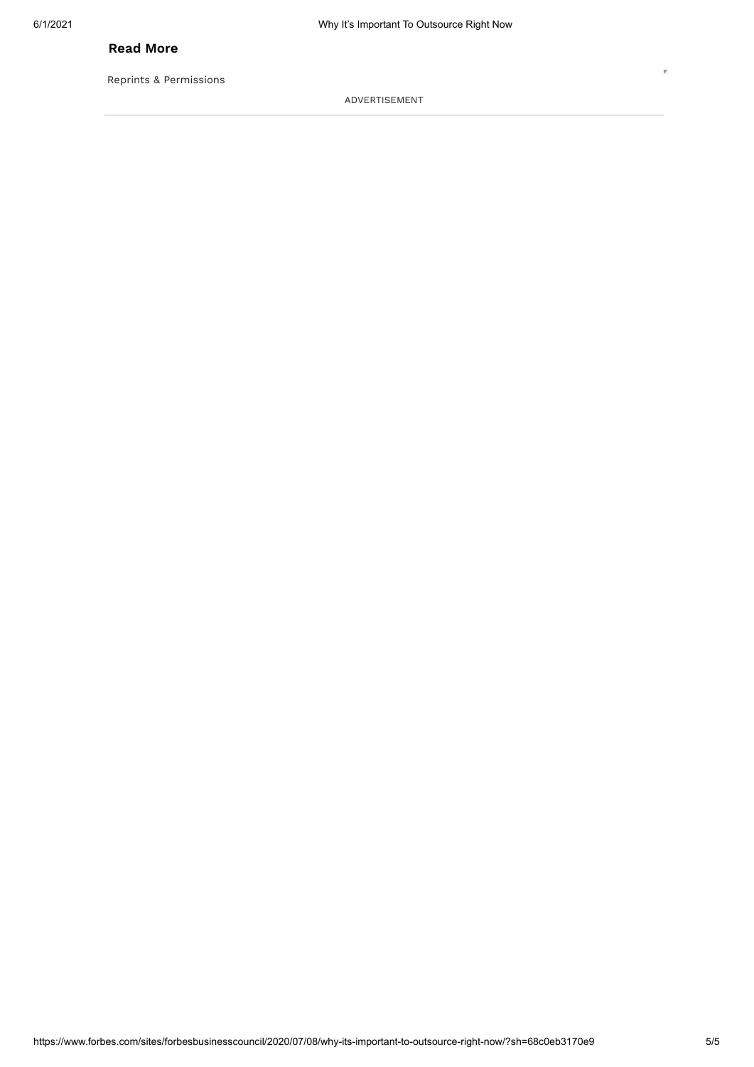**Read More**

Reprints & Permissions

ADVERTISEMENT